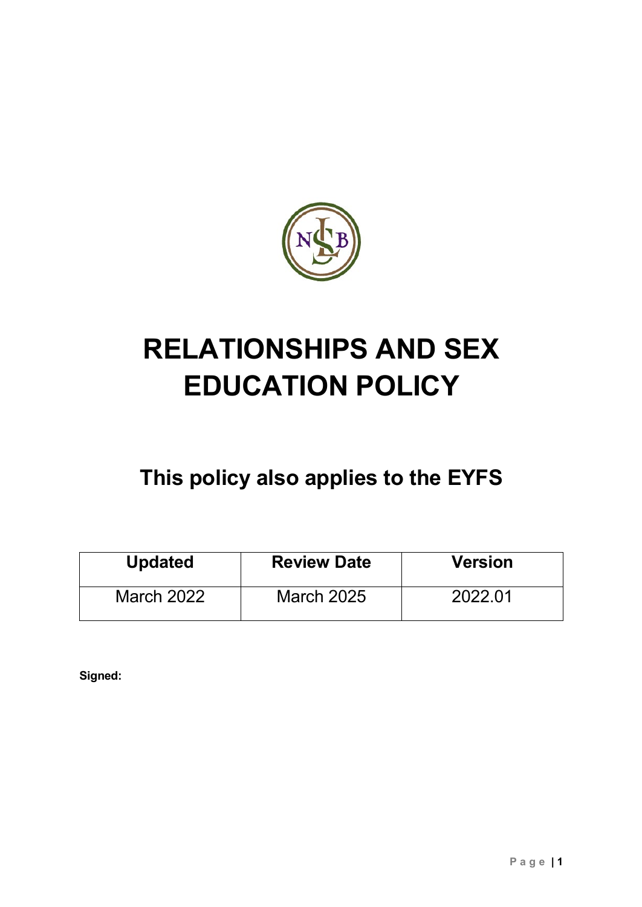# RELATIONSHIPS AND SEX EDUCATION POLICY

## This policy also applies to the EYFS

| Updated | Review Date | Version |
|---|---|---|
| March 2022 | March 2025 | 2022.01 |

**Signed:**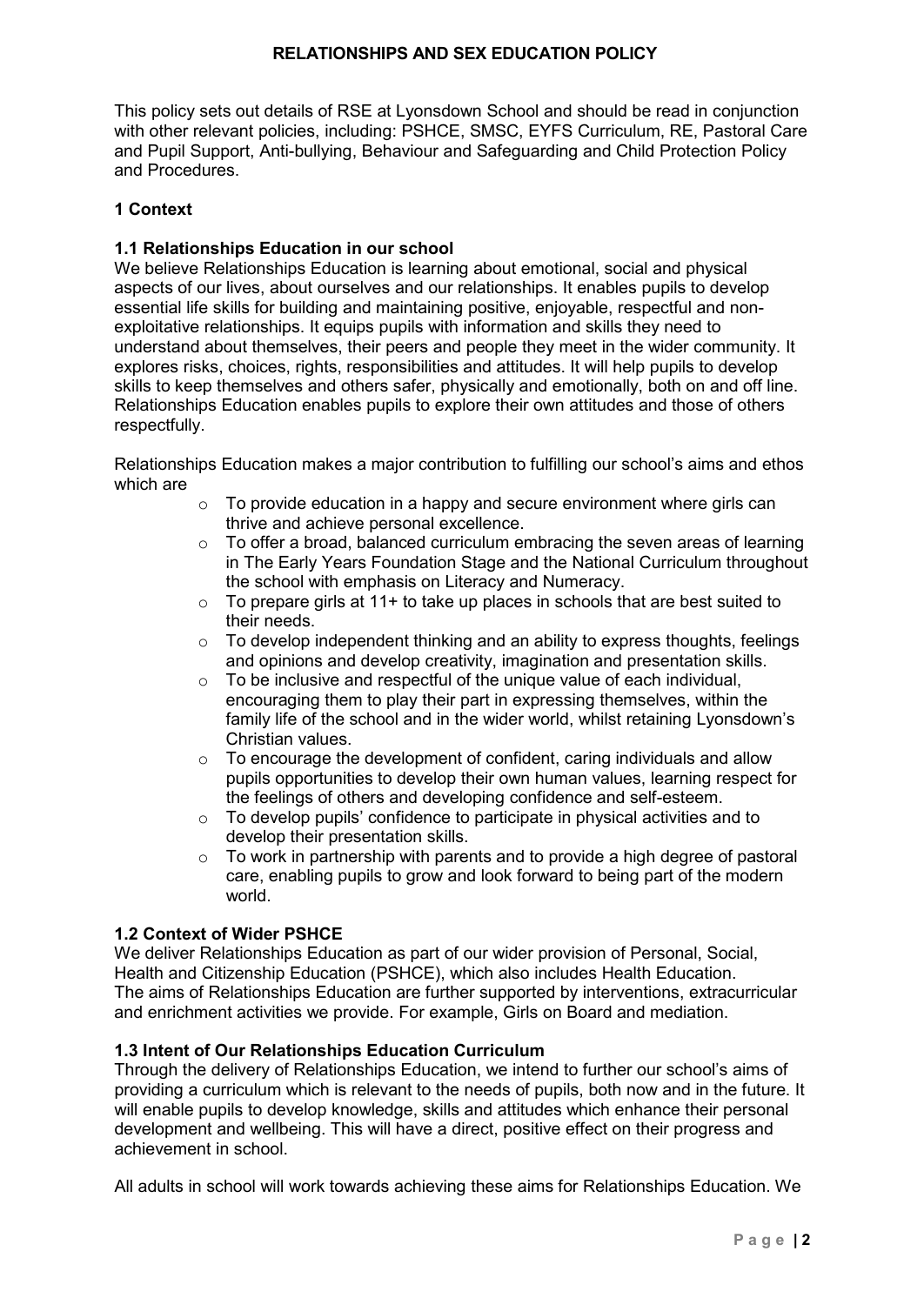# RELATIONSHIPS AND SEX EDUCATION POLICY

This policy sets out details of RSE at Lyonsdown School and should be read in conjunction with other relevant policies, including: PSHCE, SMSC, EYFS Curriculum, RE, Pastoral Care and Pupil Support, Anti-bullying, Behaviour and Safeguarding and Child Protection Policy and Procedures.

## 1 Context

### 1.1 Relationships Education in our school

We believe Relationships Education is learning about emotional, social and physical aspects of our lives, about ourselves and our relationships. It enables pupils to develop essential life skills for building and maintaining positive, enjoyable, respectful and non-exploitative relationships. It equips pupils with information and skills they need to understand about themselves, their peers and people they meet in the wider community. It explores risks, choices, rights, responsibilities and attitudes. It will help pupils to develop skills to keep themselves and others safer, physically and emotionally, both on and off line. Relationships Education enables pupils to explore their own attitudes and those of others respectfully.

Relationships Education makes a major contribution to fulfilling our school's aims and ethos which are

- To provide education in a happy and secure environment where girls can thrive and achieve personal excellence.
- To offer a broad, balanced curriculum embracing the seven areas of learning in The Early Years Foundation Stage and the National Curriculum throughout the school with emphasis on Literacy and Numeracy.
- To prepare girls at 11+ to take up places in schools that are best suited to their needs.
- To develop independent thinking and an ability to express thoughts, feelings and opinions and develop creativity, imagination and presentation skills.
- To be inclusive and respectful of the unique value of each individual, encouraging them to play their part in expressing themselves, within the family life of the school and in the wider world, whilst retaining Lyonsdown's Christian values.
- To encourage the development of confident, caring individuals and allow pupils opportunities to develop their own human values, learning respect for the feelings of others and developing confidence and self-esteem.
- To develop pupils' confidence to participate in physical activities and to develop their presentation skills.
- To work in partnership with parents and to provide a high degree of pastoral care, enabling pupils to grow and look forward to being part of the modern world.

### 1.2 Context of Wider PSHCE

We deliver Relationships Education as part of our wider provision of Personal, Social, Health and Citizenship Education (PSHCE), which also includes Health Education. The aims of Relationships Education are further supported by interventions, extracurricular and enrichment activities we provide. For example, Girls on Board and mediation.

### 1.3 Intent of Our Relationships Education Curriculum

Through the delivery of Relationships Education, we intend to further our school's aims of providing a curriculum which is relevant to the needs of pupils, both now and in the future. It will enable pupils to develop knowledge, skills and attitudes which enhance their personal development and wellbeing. This will have a direct, positive effect on their progress and achievement in school.

All adults in school will work towards achieving these aims for Relationships Education. We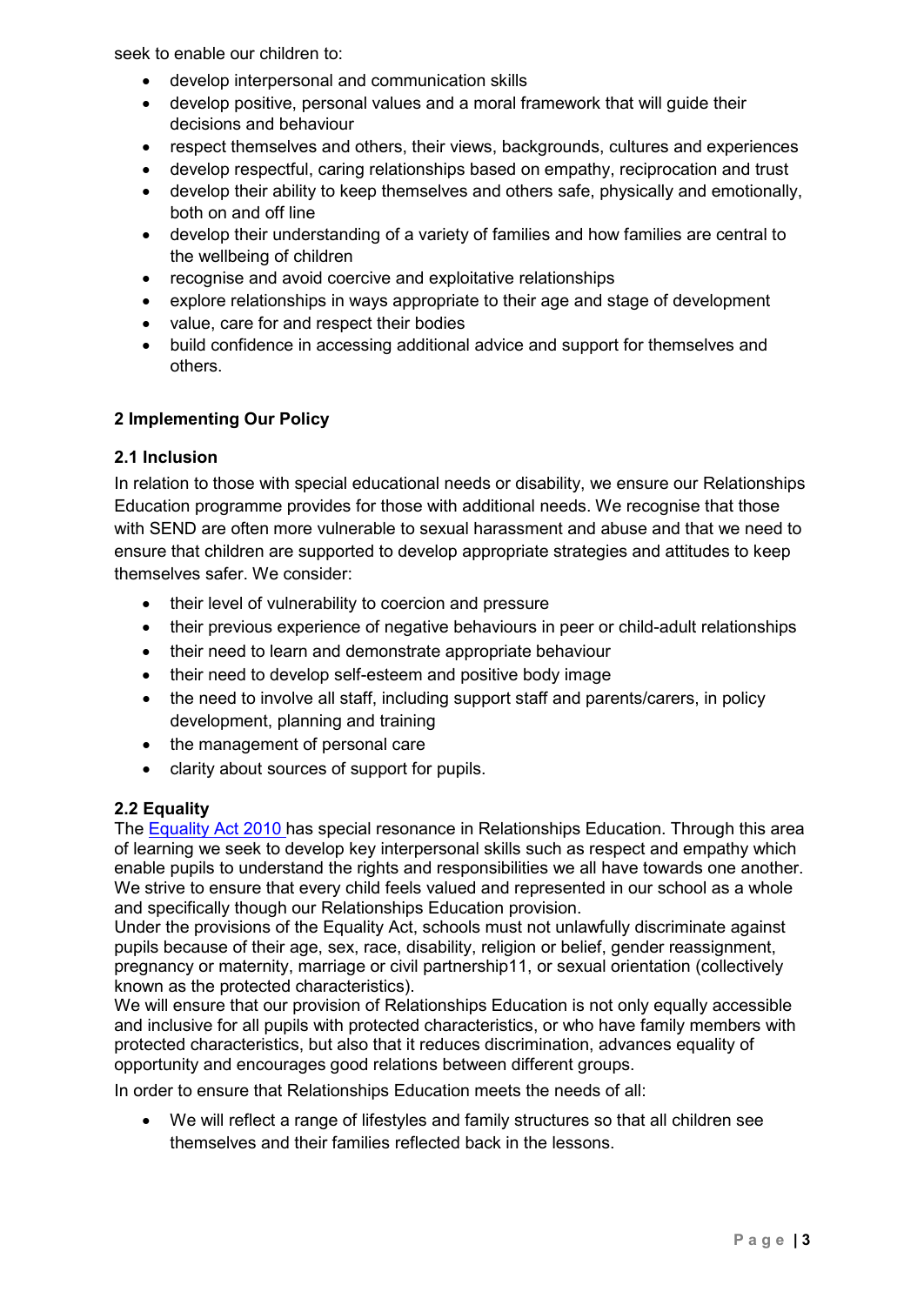seek to enable our children to:

- develop interpersonal and communication skills
- develop positive, personal values and a moral framework that will guide their decisions and behaviour
- respect themselves and others, their views, backgrounds, cultures and experiences
- develop respectful, caring relationships based on empathy, reciprocation and trust
- develop their ability to keep themselves and others safe, physically and emotionally, both on and off line
- develop their understanding of a variety of families and how families are central to the wellbeing of children
- recognise and avoid coercive and exploitative relationships
- explore relationships in ways appropriate to their age and stage of development
- value, care for and respect their bodies
- build confidence in accessing additional advice and support for themselves and others.

## 2 Implementing Our Policy

### 2.1 Inclusion

In relation to those with special educational needs or disability, we ensure our Relationships Education programme provides for those with additional needs. We recognise that those with SEND are often more vulnerable to sexual harassment and abuse and that we need to ensure that children are supported to develop appropriate strategies and attitudes to keep themselves safer. We consider:

- their level of vulnerability to coercion and pressure
- their previous experience of negative behaviours in peer or child-adult relationships
- their need to learn and demonstrate appropriate behaviour
- their need to develop self-esteem and positive body image
- the need to involve all staff, including support staff and parents/carers, in policy development, planning and training
- the management of personal care
- clarity about sources of support for pupils.

### 2.2 Equality

The [Equality Act 2010](#) has special resonance in Relationships Education. Through this area of learning we seek to develop key interpersonal skills such as respect and empathy which enable pupils to understand the rights and responsibilities we all have towards one another. We strive to ensure that every child feels valued and represented in our school as a whole and specifically though our Relationships Education provision.

Under the provisions of the Equality Act, schools must not unlawfully discriminate against pupils because of their age, sex, race, disability, religion or belief, gender reassignment, pregnancy or maternity, marriage or civil partnership11, or sexual orientation (collectively known as the protected characteristics).

We will ensure that our provision of Relationships Education is not only equally accessible and inclusive for all pupils with protected characteristics, or who have family members with protected characteristics, but also that it reduces discrimination, advances equality of opportunity and encourages good relations between different groups.

In order to ensure that Relationships Education meets the needs of all:

- We will reflect a range of lifestyles and family structures so that all children see themselves and their families reflected back in the lessons.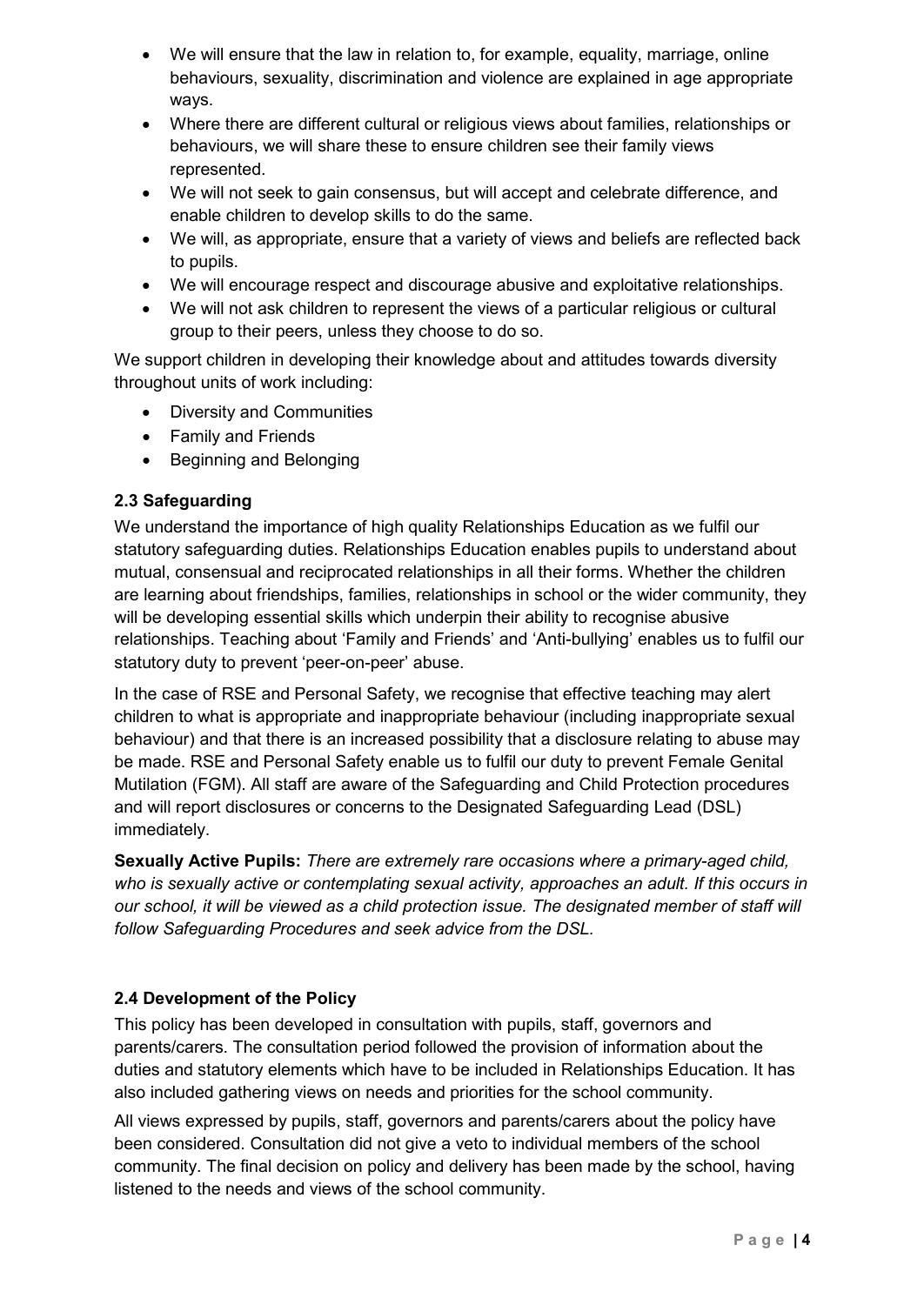- We will ensure that the law in relation to, for example, equality, marriage, online behaviours, sexuality, discrimination and violence are explained in age appropriate ways.
- Where there are different cultural or religious views about families, relationships or behaviours, we will share these to ensure children see their family views represented.
- We will not seek to gain consensus, but will accept and celebrate difference, and enable children to develop skills to do the same.
- We will, as appropriate, ensure that a variety of views and beliefs are reflected back to pupils.
- We will encourage respect and discourage abusive and exploitative relationships.
- We will not ask children to represent the views of a particular religious or cultural group to their peers, unless they choose to do so.

We support children in developing their knowledge about and attitudes towards diversity throughout units of work including:

- Diversity and Communities
- Family and Friends
- Beginning and Belonging

### 2.3 Safeguarding

We understand the importance of high quality Relationships Education as we fulfil our statutory safeguarding duties. Relationships Education enables pupils to understand about mutual, consensual and reciprocated relationships in all their forms. Whether the children are learning about friendships, families, relationships in school or the wider community, they will be developing essential skills which underpin their ability to recognise abusive relationships. Teaching about 'Family and Friends' and 'Anti-bullying' enables us to fulfil our statutory duty to prevent 'peer-on-peer' abuse.

In the case of RSE and Personal Safety, we recognise that effective teaching may alert children to what is appropriate and inappropriate behaviour (including inappropriate sexual behaviour) and that there is an increased possibility that a disclosure relating to abuse may be made. RSE and Personal Safety enable us to fulfil our duty to prevent Female Genital Mutilation (FGM). All staff are aware of the Safeguarding and Child Protection procedures and will report disclosures or concerns to the Designated Safeguarding Lead (DSL) immediately.

**Sexually Active Pupils:** *There are extremely rare occasions where a primary-aged child, who is sexually active or contemplating sexual activity, approaches an adult. If this occurs in our school, it will be viewed as a child protection issue. The designated member of staff will follow Safeguarding Procedures and seek advice from the DSL.*

### 2.4 Development of the Policy

This policy has been developed in consultation with pupils, staff, governors and parents/carers. The consultation period followed the provision of information about the duties and statutory elements which have to be included in Relationships Education. It has also included gathering views on needs and priorities for the school community.

All views expressed by pupils, staff, governors and parents/carers about the policy have been considered. Consultation did not give a veto to individual members of the school community. The final decision on policy and delivery has been made by the school, having listened to the needs and views of the school community.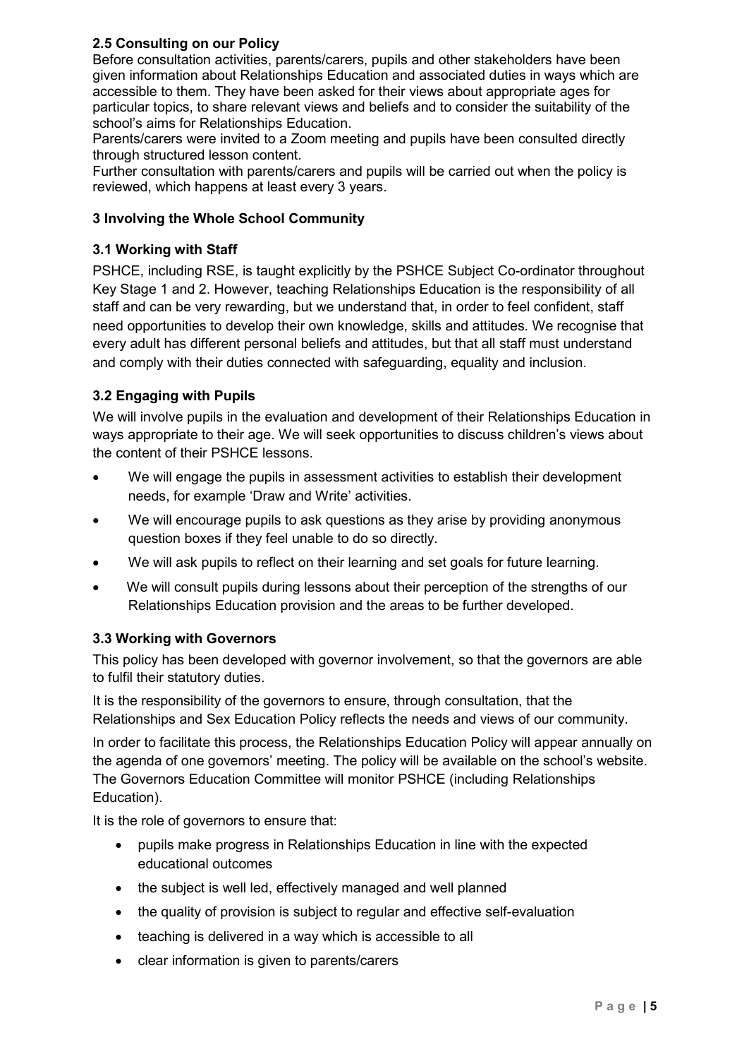### 2.5 Consulting on our Policy

Before consultation activities, parents/carers, pupils and other stakeholders have been given information about Relationships Education and associated duties in ways which are accessible to them. They have been asked for their views about appropriate ages for particular topics, to share relevant views and beliefs and to consider the suitability of the school's aims for Relationships Education.

Parents/carers were invited to a Zoom meeting and pupils have been consulted directly through structured lesson content.

Further consultation with parents/carers and pupils will be carried out when the policy is reviewed, which happens at least every 3 years.

## 3 Involving the Whole School Community

### 3.1 Working with Staff

PSHCE, including RSE, is taught explicitly by the PSHCE Subject Co-ordinator throughout Key Stage 1 and 2. However, teaching Relationships Education is the responsibility of all staff and can be very rewarding, but we understand that, in order to feel confident, staff need opportunities to develop their own knowledge, skills and attitudes. We recognise that every adult has different personal beliefs and attitudes, but that all staff must understand and comply with their duties connected with safeguarding, equality and inclusion.

### 3.2 Engaging with Pupils

We will involve pupils in the evaluation and development of their Relationships Education in ways appropriate to their age. We will seek opportunities to discuss children's views about the content of their PSHCE lessons.

- We will engage the pupils in assessment activities to establish their development needs, for example 'Draw and Write' activities.
- We will encourage pupils to ask questions as they arise by providing anonymous question boxes if they feel unable to do so directly.
- We will ask pupils to reflect on their learning and set goals for future learning.
- We will consult pupils during lessons about their perception of the strengths of our Relationships Education provision and the areas to be further developed.

### 3.3 Working with Governors

This policy has been developed with governor involvement, so that the governors are able to fulfil their statutory duties.

It is the responsibility of the governors to ensure, through consultation, that the Relationships and Sex Education Policy reflects the needs and views of our community.

In order to facilitate this process, the Relationships Education Policy will appear annually on the agenda of one governors' meeting. The policy will be available on the school's website. The Governors Education Committee will monitor PSHCE (including Relationships Education).

It is the role of governors to ensure that:

- pupils make progress in Relationships Education in line with the expected educational outcomes
- the subject is well led, effectively managed and well planned
- the quality of provision is subject to regular and effective self-evaluation
- teaching is delivered in a way which is accessible to all
- clear information is given to parents/carers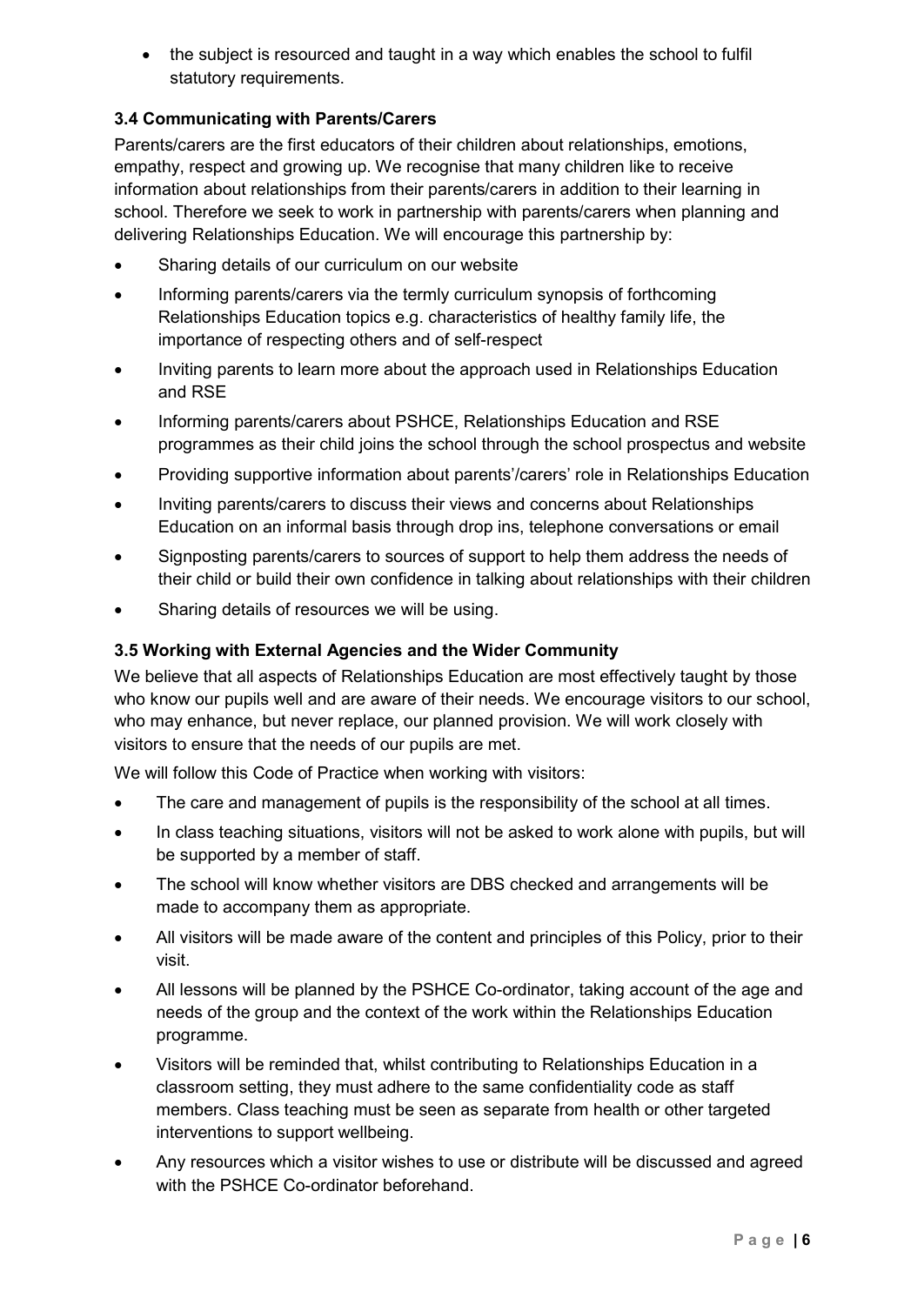- the subject is resourced and taught in a way which enables the school to fulfil statutory requirements.

### 3.4 Communicating with Parents/Carers

Parents/carers are the first educators of their children about relationships, emotions, empathy, respect and growing up. We recognise that many children like to receive information about relationships from their parents/carers in addition to their learning in school. Therefore we seek to work in partnership with parents/carers when planning and delivering Relationships Education. We will encourage this partnership by:

- Sharing details of our curriculum on our website
- Informing parents/carers via the termly curriculum synopsis of forthcoming Relationships Education topics e.g. characteristics of healthy family life, the importance of respecting others and of self-respect
- Inviting parents to learn more about the approach used in Relationships Education and RSE
- Informing parents/carers about PSHCE, Relationships Education and RSE programmes as their child joins the school through the school prospectus and website
- Providing supportive information about parents'/carers' role in Relationships Education
- Inviting parents/carers to discuss their views and concerns about Relationships Education on an informal basis through drop ins, telephone conversations or email
- Signposting parents/carers to sources of support to help them address the needs of their child or build their own confidence in talking about relationships with their children
- Sharing details of resources we will be using.

### 3.5 Working with External Agencies and the Wider Community

We believe that all aspects of Relationships Education are most effectively taught by those who know our pupils well and are aware of their needs. We encourage visitors to our school, who may enhance, but never replace, our planned provision. We will work closely with visitors to ensure that the needs of our pupils are met.

We will follow this Code of Practice when working with visitors:

- The care and management of pupils is the responsibility of the school at all times.
- In class teaching situations, visitors will not be asked to work alone with pupils, but will be supported by a member of staff.
- The school will know whether visitors are DBS checked and arrangements will be made to accompany them as appropriate.
- All visitors will be made aware of the content and principles of this Policy, prior to their visit.
- All lessons will be planned by the PSHCE Co-ordinator, taking account of the age and needs of the group and the context of the work within the Relationships Education programme.
- Visitors will be reminded that, whilst contributing to Relationships Education in a classroom setting, they must adhere to the same confidentiality code as staff members. Class teaching must be seen as separate from health or other targeted interventions to support wellbeing.
- Any resources which a visitor wishes to use or distribute will be discussed and agreed with the PSHCE Co-ordinator beforehand.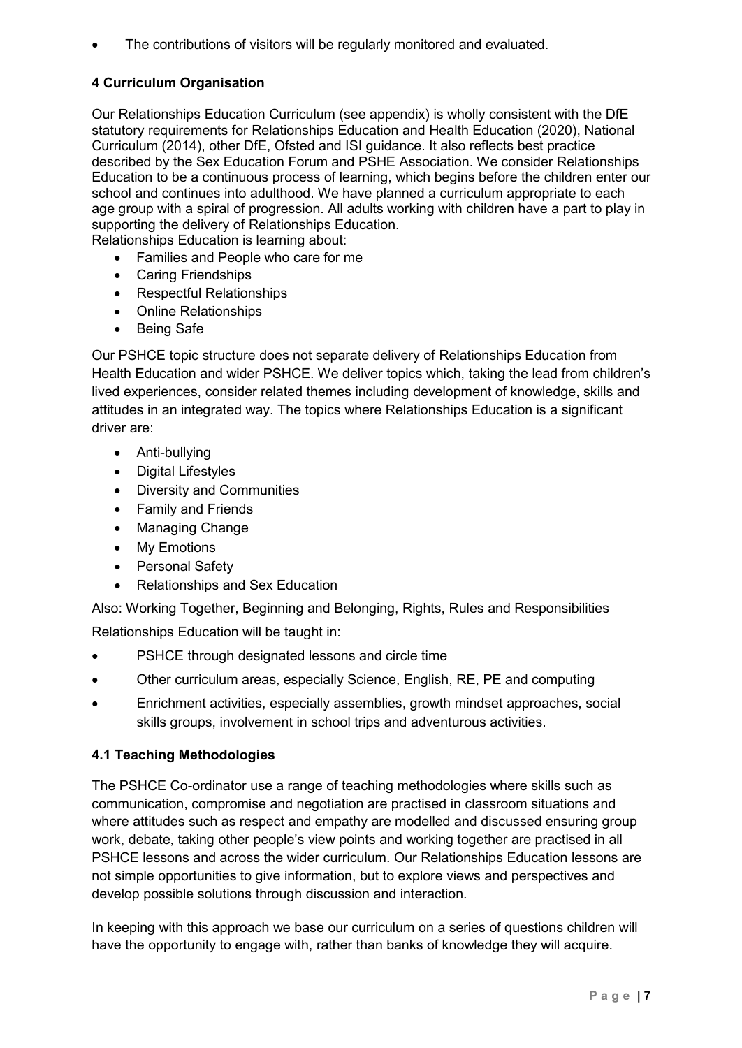- The contributions of visitors will be regularly monitored and evaluated.

### 4 Curriculum Organisation

Our Relationships Education Curriculum (see appendix) is wholly consistent with the DfE statutory requirements for Relationships Education and Health Education (2020), National Curriculum (2014), other DfE, Ofsted and ISI guidance. It also reflects best practice described by the Sex Education Forum and PSHE Association. We consider Relationships Education to be a continuous process of learning, which begins before the children enter our school and continues into adulthood. We have planned a curriculum appropriate to each age group with a spiral of progression. All adults working with children have a part to play in supporting the delivery of Relationships Education.
Relationships Education is learning about:

- Families and People who care for me
- Caring Friendships
- Respectful Relationships
- Online Relationships
- Being Safe

Our PSHCE topic structure does not separate delivery of Relationships Education from Health Education and wider PSHCE. We deliver topics which, taking the lead from children's lived experiences, consider related themes including development of knowledge, skills and attitudes in an integrated way. The topics where Relationships Education is a significant driver are:

- Anti-bullying
- Digital Lifestyles
- Diversity and Communities
- Family and Friends
- Managing Change
- My Emotions
- Personal Safety
- Relationships and Sex Education

Also: Working Together, Beginning and Belonging, Rights, Rules and Responsibilities

Relationships Education will be taught in:

- PSHCE through designated lessons and circle time
- Other curriculum areas, especially Science, English, RE, PE and computing
- Enrichment activities, especially assemblies, growth mindset approaches, social skills groups, involvement in school trips and adventurous activities.

### 4.1 Teaching Methodologies

The PSHCE Co-ordinator use a range of teaching methodologies where skills such as communication, compromise and negotiation are practised in classroom situations and where attitudes such as respect and empathy are modelled and discussed ensuring group work, debate, taking other people's view points and working together are practised in all PSHCE lessons and across the wider curriculum. Our Relationships Education lessons are not simple opportunities to give information, but to explore views and perspectives and develop possible solutions through discussion and interaction.

In keeping with this approach we base our curriculum on a series of questions children will have the opportunity to engage with, rather than banks of knowledge they will acquire.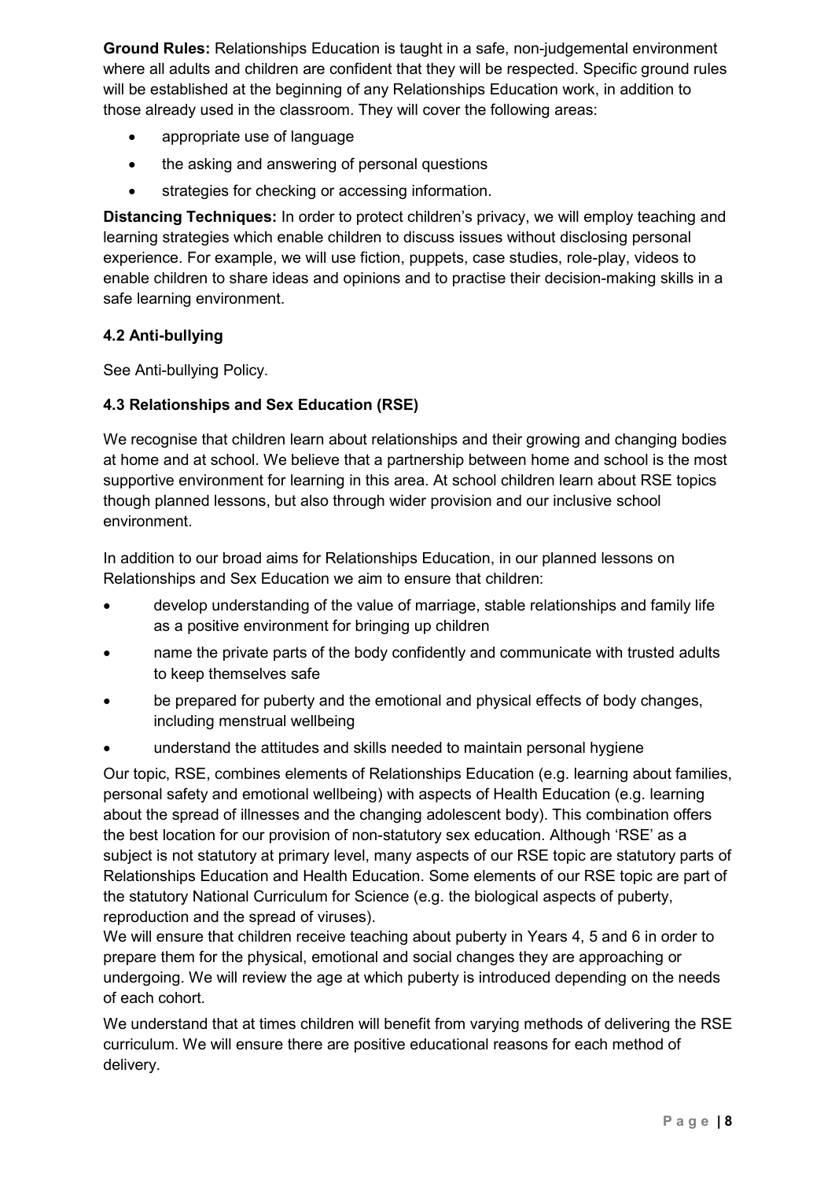**Ground Rules:** Relationships Education is taught in a safe, non-judgemental environment where all adults and children are confident that they will be respected. Specific ground rules will be established at the beginning of any Relationships Education work, in addition to those already used in the classroom. They will cover the following areas:

- appropriate use of language
- the asking and answering of personal questions
- strategies for checking or accessing information.

**Distancing Techniques:** In order to protect children's privacy, we will employ teaching and learning strategies which enable children to discuss issues without disclosing personal experience. For example, we will use fiction, puppets, case studies, role-play, videos to enable children to share ideas and opinions and to practise their decision-making skills in a safe learning environment.

### 4.2 Anti-bullying

See Anti-bullying Policy.

### 4.3 Relationships and Sex Education (RSE)

We recognise that children learn about relationships and their growing and changing bodies at home and at school. We believe that a partnership between home and school is the most supportive environment for learning in this area. At school children learn about RSE topics though planned lessons, but also through wider provision and our inclusive school environment.

In addition to our broad aims for Relationships Education, in our planned lessons on Relationships and Sex Education we aim to ensure that children:

- develop understanding of the value of marriage, stable relationships and family life as a positive environment for bringing up children
- name the private parts of the body confidently and communicate with trusted adults to keep themselves safe
- be prepared for puberty and the emotional and physical effects of body changes, including menstrual wellbeing
- understand the attitudes and skills needed to maintain personal hygiene

Our topic, RSE, combines elements of Relationships Education (e.g. learning about families, personal safety and emotional wellbeing) with aspects of Health Education (e.g. learning about the spread of illnesses and the changing adolescent body). This combination offers the best location for our provision of non-statutory sex education. Although 'RSE' as a subject is not statutory at primary level, many aspects of our RSE topic are statutory parts of Relationships Education and Health Education. Some elements of our RSE topic are part of the statutory National Curriculum for Science (e.g. the biological aspects of puberty, reproduction and the spread of viruses).

We will ensure that children receive teaching about puberty in Years 4, 5 and 6 in order to prepare them for the physical, emotional and social changes they are approaching or undergoing. We will review the age at which puberty is introduced depending on the needs of each cohort.

We understand that at times children will benefit from varying methods of delivering the RSE curriculum. We will ensure there are positive educational reasons for each method of delivery.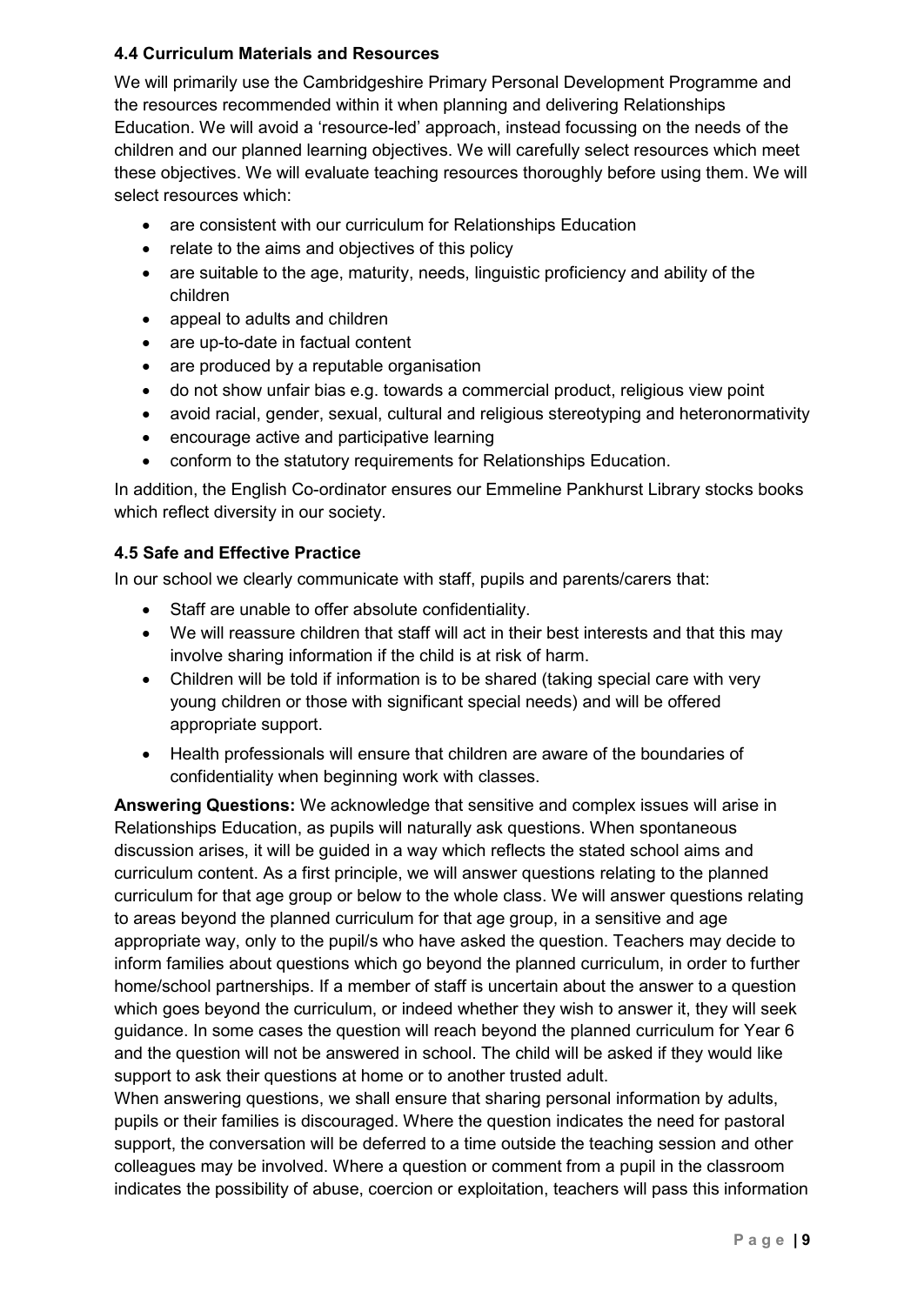### 4.4 Curriculum Materials and Resources

We will primarily use the Cambridgeshire Primary Personal Development Programme and the resources recommended within it when planning and delivering Relationships Education. We will avoid a 'resource-led' approach, instead focussing on the needs of the children and our planned learning objectives. We will carefully select resources which meet these objectives. We will evaluate teaching resources thoroughly before using them. We will select resources which:

- are consistent with our curriculum for Relationships Education
- relate to the aims and objectives of this policy
- are suitable to the age, maturity, needs, linguistic proficiency and ability of the children
- appeal to adults and children
- are up-to-date in factual content
- are produced by a reputable organisation
- do not show unfair bias e.g. towards a commercial product, religious view point
- avoid racial, gender, sexual, cultural and religious stereotyping and heteronormativity
- encourage active and participative learning
- conform to the statutory requirements for Relationships Education.

In addition, the English Co-ordinator ensures our Emmeline Pankhurst Library stocks books which reflect diversity in our society.

### 4.5 Safe and Effective Practice

In our school we clearly communicate with staff, pupils and parents/carers that:

- Staff are unable to offer absolute confidentiality.
- We will reassure children that staff will act in their best interests and that this may involve sharing information if the child is at risk of harm.
- Children will be told if information is to be shared (taking special care with very young children or those with significant special needs) and will be offered appropriate support.
- Health professionals will ensure that children are aware of the boundaries of confidentiality when beginning work with classes.

**Answering Questions:** We acknowledge that sensitive and complex issues will arise in Relationships Education, as pupils will naturally ask questions. When spontaneous discussion arises, it will be guided in a way which reflects the stated school aims and curriculum content. As a first principle, we will answer questions relating to the planned curriculum for that age group or below to the whole class. We will answer questions relating to areas beyond the planned curriculum for that age group, in a sensitive and age appropriate way, only to the pupil/s who have asked the question. Teachers may decide to inform families about questions which go beyond the planned curriculum, in order to further home/school partnerships. If a member of staff is uncertain about the answer to a question which goes beyond the curriculum, or indeed whether they wish to answer it, they will seek guidance. In some cases the question will reach beyond the planned curriculum for Year 6 and the question will not be answered in school. The child will be asked if they would like support to ask their questions at home or to another trusted adult.

When answering questions, we shall ensure that sharing personal information by adults, pupils or their families is discouraged. Where the question indicates the need for pastoral support, the conversation will be deferred to a time outside the teaching session and other colleagues may be involved. Where a question or comment from a pupil in the classroom indicates the possibility of abuse, coercion or exploitation, teachers will pass this information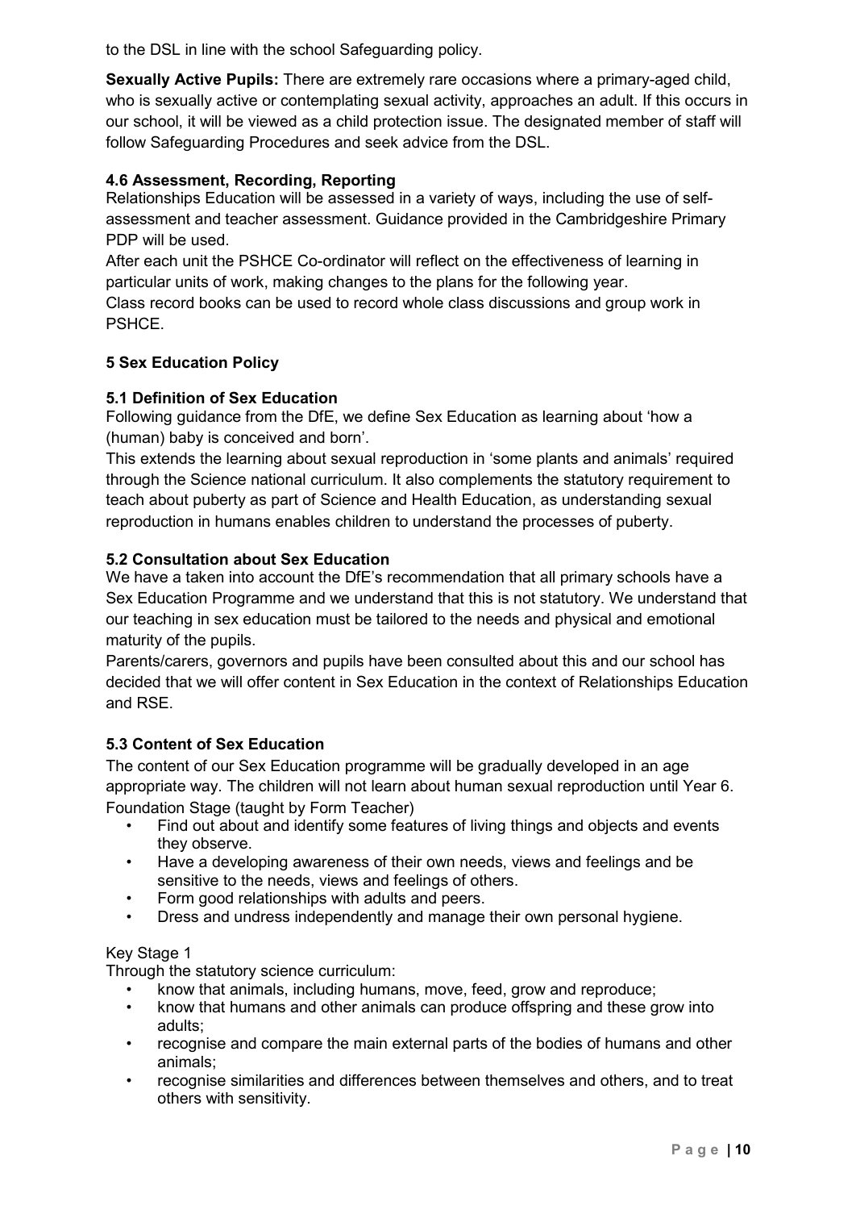to the DSL in line with the school Safeguarding policy.

**Sexually Active Pupils:** There are extremely rare occasions where a primary-aged child, who is sexually active or contemplating sexual activity, approaches an adult. If this occurs in our school, it will be viewed as a child protection issue. The designated member of staff will follow Safeguarding Procedures and seek advice from the DSL.

### 4.6 Assessment, Recording, Reporting

Relationships Education will be assessed in a variety of ways, including the use of self-assessment and teacher assessment. Guidance provided in the Cambridgeshire Primary PDP will be used.

After each unit the PSHCE Co-ordinator will reflect on the effectiveness of learning in particular units of work, making changes to the plans for the following year.

Class record books can be used to record whole class discussions and group work in PSHCE.

## 5 Sex Education Policy

### 5.1 Definition of Sex Education

Following guidance from the DfE, we define Sex Education as learning about 'how a (human) baby is conceived and born'.

This extends the learning about sexual reproduction in 'some plants and animals' required through the Science national curriculum. It also complements the statutory requirement to teach about puberty as part of Science and Health Education, as understanding sexual reproduction in humans enables children to understand the processes of puberty.

### 5.2 Consultation about Sex Education

We have a taken into account the DfE's recommendation that all primary schools have a Sex Education Programme and we understand that this is not statutory. We understand that our teaching in sex education must be tailored to the needs and physical and emotional maturity of the pupils.

Parents/carers, governors and pupils have been consulted about this and our school has decided that we will offer content in Sex Education in the context of Relationships Education and RSE.

### 5.3 Content of Sex Education

The content of our Sex Education programme will be gradually developed in an age appropriate way. The children will not learn about human sexual reproduction until Year 6.

Foundation Stage (taught by Form Teacher)

- Find out about and identify some features of living things and objects and events they observe.
- Have a developing awareness of their own needs, views and feelings and be sensitive to the needs, views and feelings of others.
- Form good relationships with adults and peers.
- Dress and undress independently and manage their own personal hygiene.

Key Stage 1

Through the statutory science curriculum:

- know that animals, including humans, move, feed, grow and reproduce;
- know that humans and other animals can produce offspring and these grow into adults;
- recognise and compare the main external parts of the bodies of humans and other animals;
- recognise similarities and differences between themselves and others, and to treat others with sensitivity.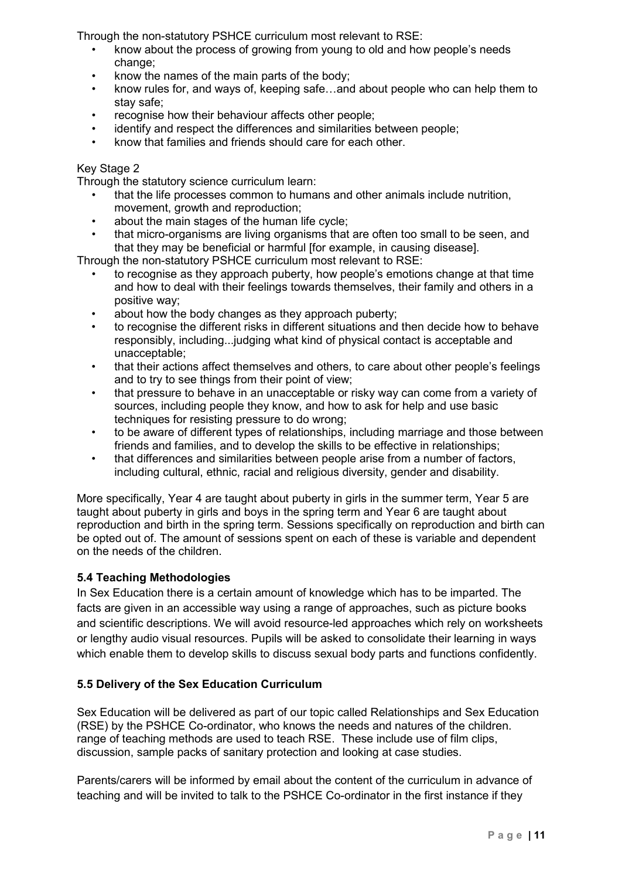Through the non-statutory PSHCE curriculum most relevant to RSE:

- know about the process of growing from young to old and how people's needs change;
- know the names of the main parts of the body;
- know rules for, and ways of, keeping safe…and about people who can help them to stay safe;
- recognise how their behaviour affects other people;
- identify and respect the differences and similarities between people;
- know that families and friends should care for each other.

Key Stage 2

Through the statutory science curriculum learn:

- that the life processes common to humans and other animals include nutrition, movement, growth and reproduction;
- about the main stages of the human life cycle;
- that micro-organisms are living organisms that are often too small to be seen, and that they may be beneficial or harmful [for example, in causing disease].

Through the non-statutory PSHCE curriculum most relevant to RSE:

- to recognise as they approach puberty, how people's emotions change at that time and how to deal with their feelings towards themselves, their family and others in a positive way;
- about how the body changes as they approach puberty;
- to recognise the different risks in different situations and then decide how to behave responsibly, including...judging what kind of physical contact is acceptable and unacceptable;
- that their actions affect themselves and others, to care about other people's feelings and to try to see things from their point of view;
- that pressure to behave in an unacceptable or risky way can come from a variety of sources, including people they know, and how to ask for help and use basic techniques for resisting pressure to do wrong;
- to be aware of different types of relationships, including marriage and those between friends and families, and to develop the skills to be effective in relationships;
- that differences and similarities between people arise from a number of factors, including cultural, ethnic, racial and religious diversity, gender and disability.

More specifically, Year 4 are taught about puberty in girls in the summer term, Year 5 are taught about puberty in girls and boys in the spring term and Year 6 are taught about reproduction and birth in the spring term. Sessions specifically on reproduction and birth can be opted out of. The amount of sessions spent on each of these is variable and dependent on the needs of the children.

### 5.4 Teaching Methodologies

In Sex Education there is a certain amount of knowledge which has to be imparted. The facts are given in an accessible way using a range of approaches, such as picture books and scientific descriptions. We will avoid resource-led approaches which rely on worksheets or lengthy audio visual resources. Pupils will be asked to consolidate their learning in ways which enable them to develop skills to discuss sexual body parts and functions confidently.

### 5.5 Delivery of the Sex Education Curriculum

Sex Education will be delivered as part of our topic called Relationships and Sex Education (RSE) by the PSHCE Co-ordinator, who knows the needs and natures of the children. range of teaching methods are used to teach RSE. These include use of film clips, discussion, sample packs of sanitary protection and looking at case studies.

Parents/carers will be informed by email about the content of the curriculum in advance of teaching and will be invited to talk to the PSHCE Co-ordinator in the first instance if they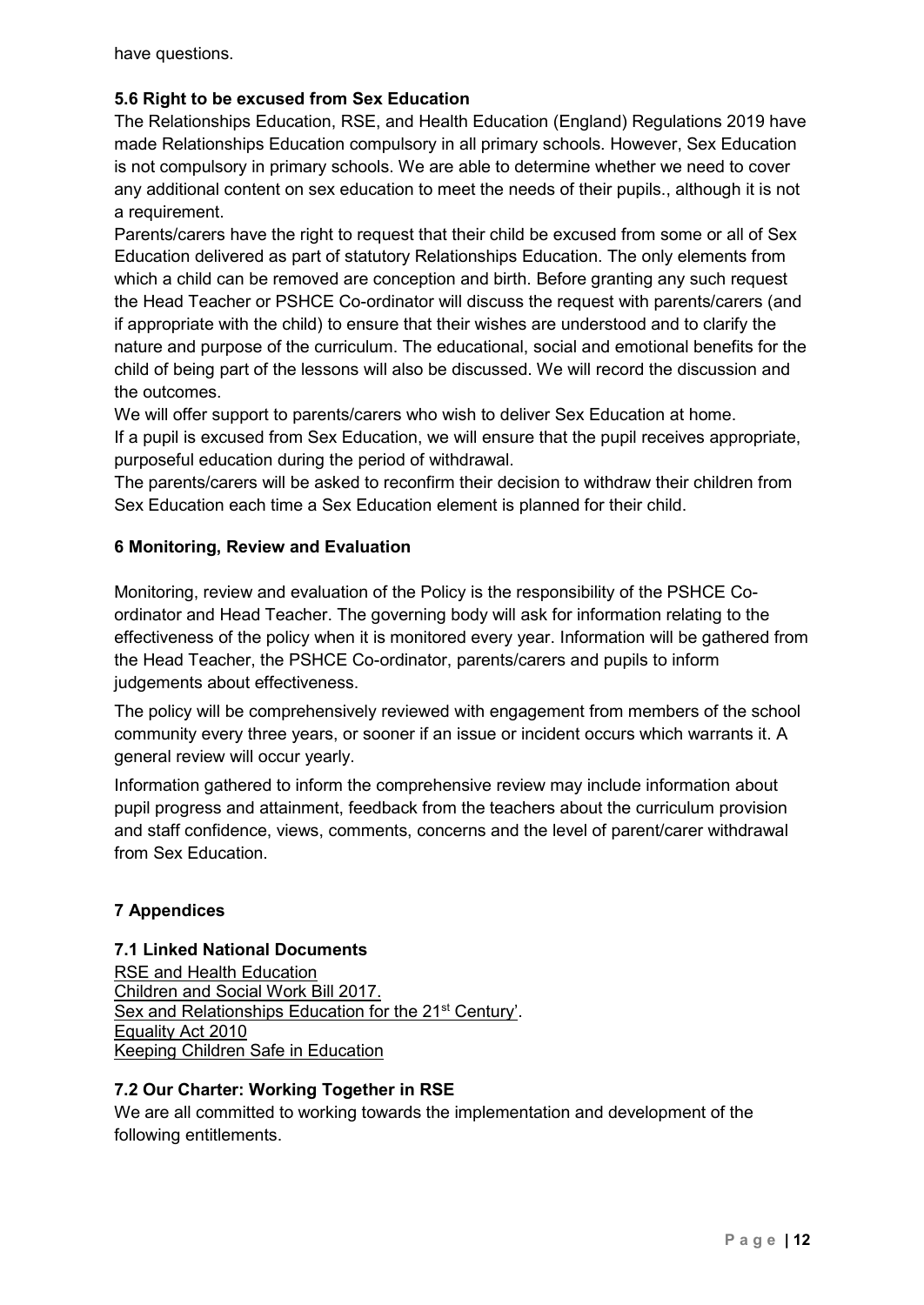have questions.

### 5.6 Right to be excused from Sex Education

The Relationships Education, RSE, and Health Education (England) Regulations 2019 have made Relationships Education compulsory in all primary schools. However, Sex Education is not compulsory in primary schools. We are able to determine whether we need to cover any additional content on sex education to meet the needs of their pupils., although it is not a requirement.

Parents/carers have the right to request that their child be excused from some or all of Sex Education delivered as part of statutory Relationships Education. The only elements from which a child can be removed are conception and birth. Before granting any such request the Head Teacher or PSHCE Co-ordinator will discuss the request with parents/carers (and if appropriate with the child) to ensure that their wishes are understood and to clarify the nature and purpose of the curriculum. The educational, social and emotional benefits for the child of being part of the lessons will also be discussed. We will record the discussion and the outcomes.

We will offer support to parents/carers who wish to deliver Sex Education at home.

If a pupil is excused from Sex Education, we will ensure that the pupil receives appropriate, purposeful education during the period of withdrawal.

The parents/carers will be asked to reconfirm their decision to withdraw their children from Sex Education each time a Sex Education element is planned for their child.

## 6 Monitoring, Review and Evaluation

Monitoring, review and evaluation of the Policy is the responsibility of the PSHCE Co-ordinator and Head Teacher. The governing body will ask for information relating to the effectiveness of the policy when it is monitored every year. Information will be gathered from the Head Teacher, the PSHCE Co-ordinator, parents/carers and pupils to inform judgements about effectiveness.

The policy will be comprehensively reviewed with engagement from members of the school community every three years, or sooner if an issue or incident occurs which warrants it. A general review will occur yearly.

Information gathered to inform the comprehensive review may include information about pupil progress and attainment, feedback from the teachers about the curriculum provision and staff confidence, views, comments, concerns and the level of parent/carer withdrawal from Sex Education.

## 7 Appendices

### 7.1 Linked National Documents

RSE and Health Education
Children and Social Work Bill 2017.
Sex and Relationships Education for the 21st Century'.
Equality Act 2010
Keeping Children Safe in Education

### 7.2 Our Charter: Working Together in RSE

We are all committed to working towards the implementation and development of the following entitlements.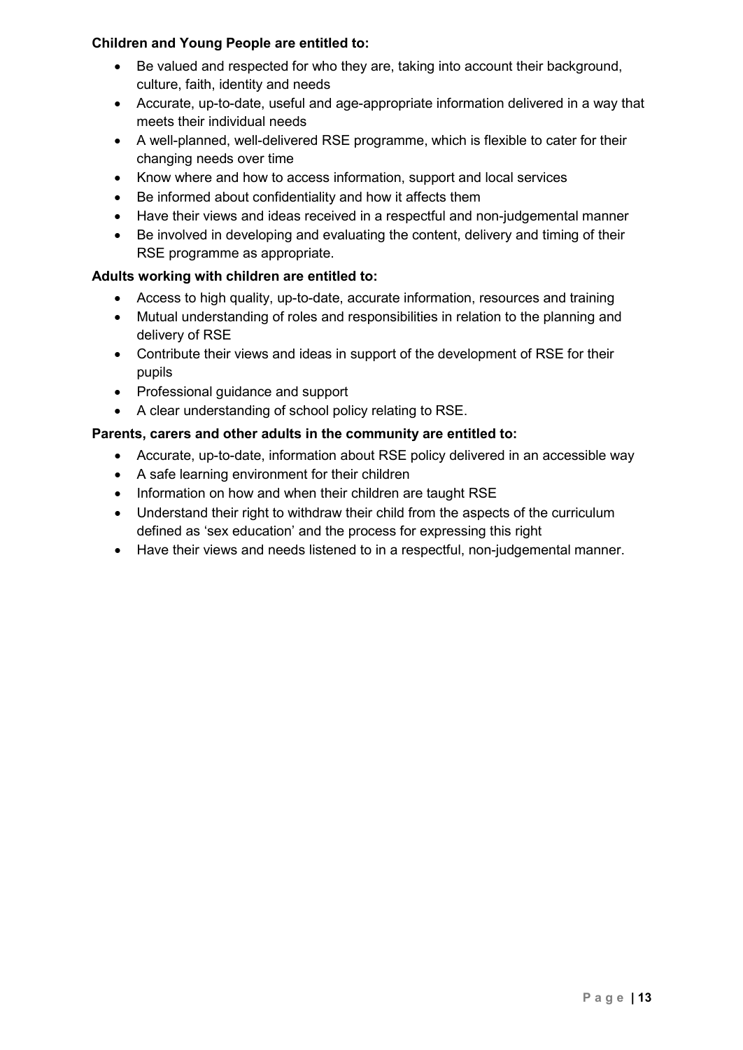**Children and Young People are entitled to:**

- Be valued and respected for who they are, taking into account their background, culture, faith, identity and needs
- Accurate, up-to-date, useful and age-appropriate information delivered in a way that meets their individual needs
- A well-planned, well-delivered RSE programme, which is flexible to cater for their changing needs over time
- Know where and how to access information, support and local services
- Be informed about confidentiality and how it affects them
- Have their views and ideas received in a respectful and non-judgemental manner
- Be involved in developing and evaluating the content, delivery and timing of their RSE programme as appropriate.

**Adults working with children are entitled to:**

- Access to high quality, up-to-date, accurate information, resources and training
- Mutual understanding of roles and responsibilities in relation to the planning and delivery of RSE
- Contribute their views and ideas in support of the development of RSE for their pupils
- Professional guidance and support
- A clear understanding of school policy relating to RSE.

**Parents, carers and other adults in the community are entitled to:**

- Accurate, up-to-date, information about RSE policy delivered in an accessible way
- A safe learning environment for their children
- Information on how and when their children are taught RSE
- Understand their right to withdraw their child from the aspects of the curriculum defined as 'sex education' and the process for expressing this right
- Have their views and needs listened to in a respectful, non-judgemental manner.